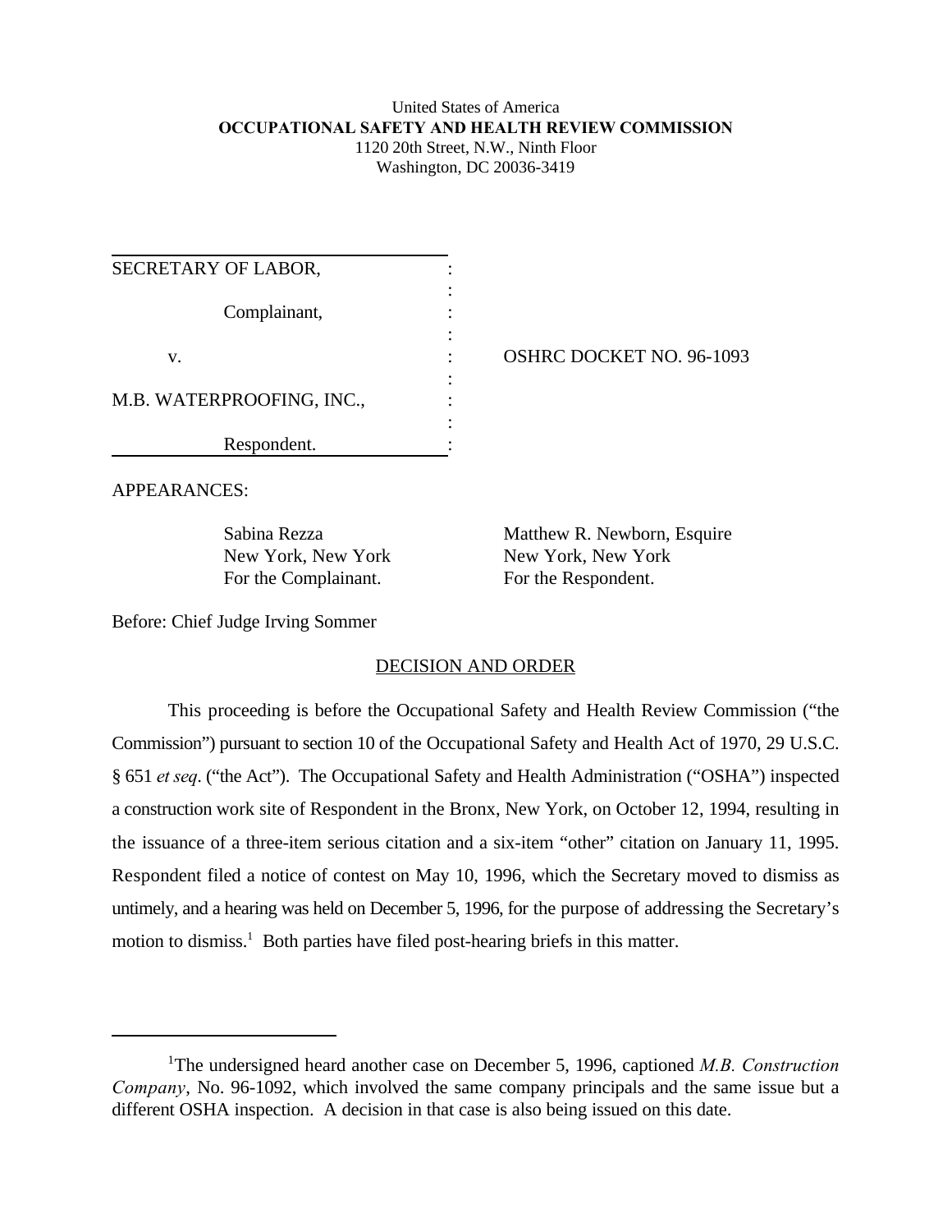United States of America
**OCCUPATIONAL SAFETY AND HEALTH REVIEW COMMISSION**
1120 20th Street, N.W., Ninth Floor
Washington, DC 20036-3419

| | | |
|---|---|---|
| SECRETARY OF LABOR, | : | |
| Complainant, | : | |
| v. | : | OSHRC DOCKET NO. 96-1093 |
| M.B. WATERPROOFING, INC., | : | |
| Respondent. | : | |

APPEARANCES:

Sabina Rezza
New York, New York
For the Complainant.

Matthew R. Newborn, Esquire
New York, New York
For the Respondent.

Before: Chief Judge Irving Sommer

## DECISION AND ORDER

This proceeding is before the Occupational Safety and Health Review Commission ("the Commission") pursuant to section 10 of the Occupational Safety and Health Act of 1970, 29 U.S.C. § 651 *et seq*. ("the Act"). The Occupational Safety and Health Administration ("OSHA") inspected a construction work site of Respondent in the Bronx, New York, on October 12, 1994, resulting in the issuance of a three-item serious citation and a six-item "other" citation on January 11, 1995. Respondent filed a notice of contest on May 10, 1996, which the Secretary moved to dismiss as untimely, and a hearing was held on December 5, 1996, for the purpose of addressing the Secretary's motion to dismiss.[1] Both parties have filed post-hearing briefs in this matter.

---

[1]The undersigned heard another case on December 5, 1996, captioned *M.B. Construction Company*, No. 96-1092, which involved the same company principals and the same issue but a different OSHA inspection. A decision in that case is also being issued on this date.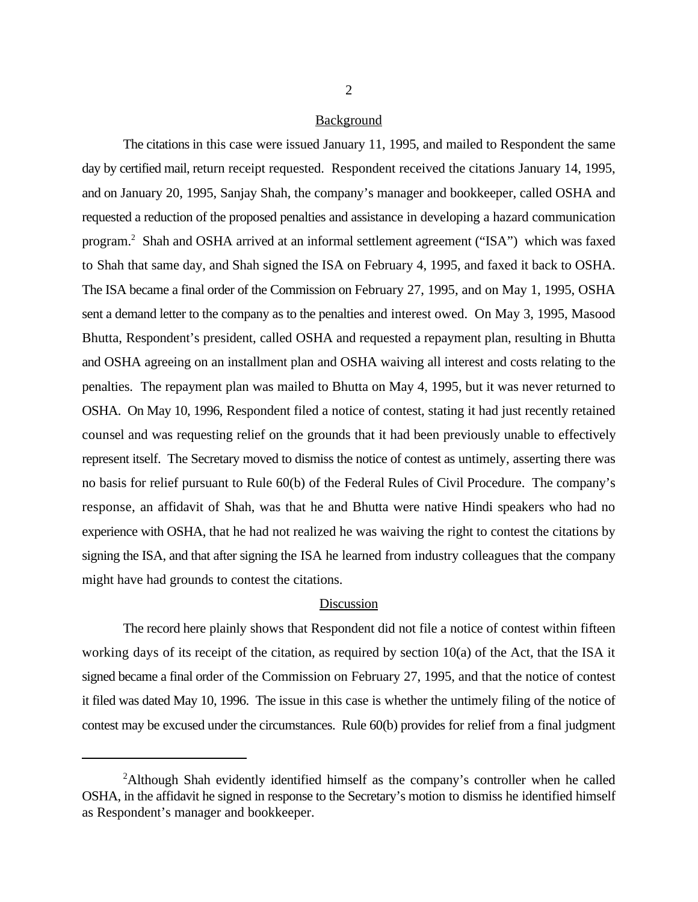## Background

The citations in this case were issued January 11, 1995, and mailed to Respondent the same day by certified mail, return receipt requested. Respondent received the citations January 14, 1995, and on January 20, 1995, Sanjay Shah, the company's manager and bookkeeper, called OSHA and requested a reduction of the proposed penalties and assistance in developing a hazard communication program.[2] Shah and OSHA arrived at an informal settlement agreement ("ISA") which was faxed to Shah that same day, and Shah signed the ISA on February 4, 1995, and faxed it back to OSHA. The ISA became a final order of the Commission on February 27, 1995, and on May 1, 1995, OSHA sent a demand letter to the company as to the penalties and interest owed. On May 3, 1995, Masood Bhutta, Respondent's president, called OSHA and requested a repayment plan, resulting in Bhutta and OSHA agreeing on an installment plan and OSHA waiving all interest and costs relating to the penalties. The repayment plan was mailed to Bhutta on May 4, 1995, but it was never returned to OSHA. On May 10, 1996, Respondent filed a notice of contest, stating it had just recently retained counsel and was requesting relief on the grounds that it had been previously unable to effectively represent itself. The Secretary moved to dismiss the notice of contest as untimely, asserting there was no basis for relief pursuant to Rule 60(b) of the Federal Rules of Civil Procedure. The company's response, an affidavit of Shah, was that he and Bhutta were native Hindi speakers who had no experience with OSHA, that he had not realized he was waiving the right to contest the citations by signing the ISA, and that after signing the ISA he learned from industry colleagues that the company might have had grounds to contest the citations.

## Discussion

The record here plainly shows that Respondent did not file a notice of contest within fifteen working days of its receipt of the citation, as required by section 10(a) of the Act, that the ISA it signed became a final order of the Commission on February 27, 1995, and that the notice of contest it filed was dated May 10, 1996. The issue in this case is whether the untimely filing of the notice of contest may be excused under the circumstances. Rule 60(b) provides for relief from a final judgment

[2] Although Shah evidently identified himself as the company's controller when he called OSHA, in the affidavit he signed in response to the Secretary's motion to dismiss he identified himself as Respondent's manager and bookkeeper.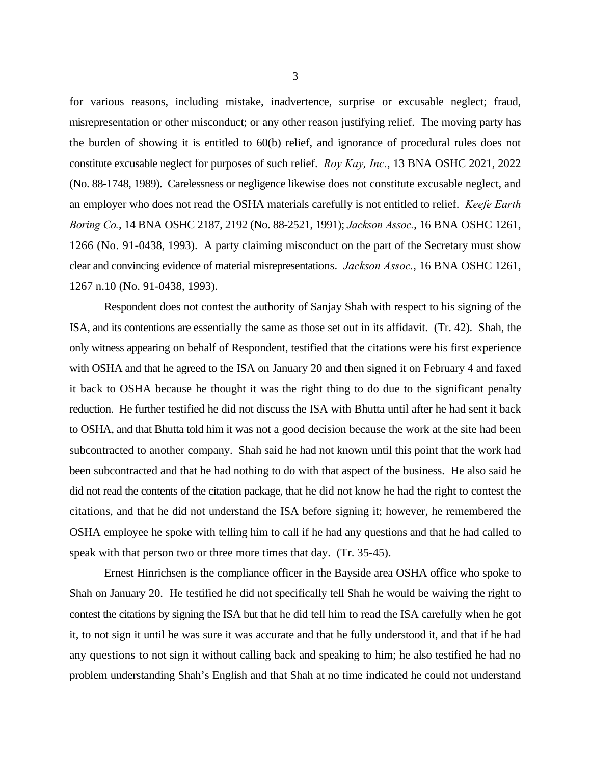for various reasons, including mistake, inadvertence, surprise or excusable neglect; fraud, misrepresentation or other misconduct; or any other reason justifying relief. The moving party has the burden of showing it is entitled to 60(b) relief, and ignorance of procedural rules does not constitute excusable neglect for purposes of such relief. *Roy Kay, Inc.*, 13 BNA OSHC 2021, 2022 (No. 88-1748, 1989). Carelessness or negligence likewise does not constitute excusable neglect, and an employer who does not read the OSHA materials carefully is not entitled to relief. *Keefe Earth Boring Co.*, 14 BNA OSHC 2187, 2192 (No. 88-2521, 1991); *Jackson Assoc.*, 16 BNA OSHC 1261, 1266 (No. 91-0438, 1993). A party claiming misconduct on the part of the Secretary must show clear and convincing evidence of material misrepresentations. *Jackson Assoc.*, 16 BNA OSHC 1261, 1267 n.10 (No. 91-0438, 1993).

Respondent does not contest the authority of Sanjay Shah with respect to his signing of the ISA, and its contentions are essentially the same as those set out in its affidavit. (Tr. 42). Shah, the only witness appearing on behalf of Respondent, testified that the citations were his first experience with OSHA and that he agreed to the ISA on January 20 and then signed it on February 4 and faxed it back to OSHA because he thought it was the right thing to do due to the significant penalty reduction. He further testified he did not discuss the ISA with Bhutta until after he had sent it back to OSHA, and that Bhutta told him it was not a good decision because the work at the site had been subcontracted to another company. Shah said he had not known until this point that the work had been subcontracted and that he had nothing to do with that aspect of the business. He also said he did not read the contents of the citation package, that he did not know he had the right to contest the citations, and that he did not understand the ISA before signing it; however, he remembered the OSHA employee he spoke with telling him to call if he had any questions and that he had called to speak with that person two or three more times that day. (Tr. 35-45).

Ernest Hinrichsen is the compliance officer in the Bayside area OSHA office who spoke to Shah on January 20. He testified he did not specifically tell Shah he would be waiving the right to contest the citations by signing the ISA but that he did tell him to read the ISA carefully when he got it, to not sign it until he was sure it was accurate and that he fully understood it, and that if he had any questions to not sign it without calling back and speaking to him; he also testified he had no problem understanding Shah's English and that Shah at no time indicated he could not understand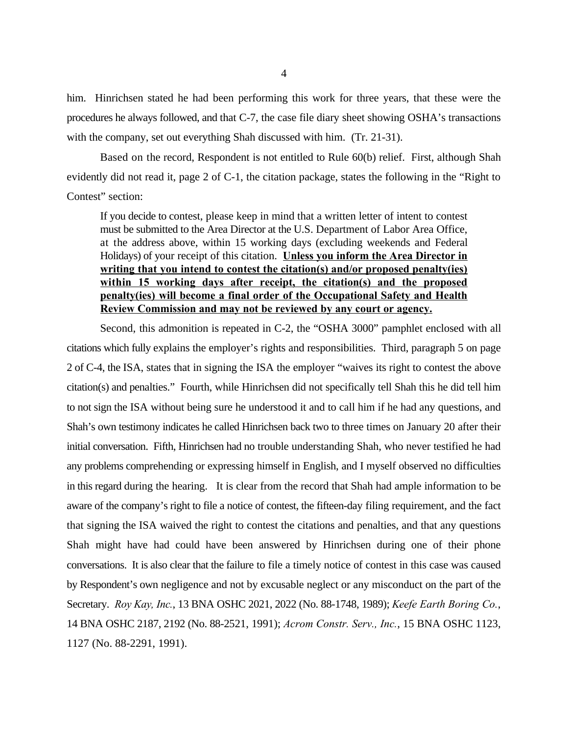him. Hinrichsen stated he had been performing this work for three years, that these were the procedures he always followed, and that C-7, the case file diary sheet showing OSHA's transactions with the company, set out everything Shah discussed with him. (Tr. 21-31).

Based on the record, Respondent is not entitled to Rule 60(b) relief. First, although Shah evidently did not read it, page 2 of C-1, the citation package, states the following in the "Right to Contest" section:

> If you decide to contest, please keep in mind that a written letter of intent to contest must be submitted to the Area Director at the U.S. Department of Labor Area Office, at the address above, within 15 working days (excluding weekends and Federal Holidays) of your receipt of this citation. **Unless you inform the Area Director in writing that you intend to contest the citation(s) and/or proposed penalty(ies) within 15 working days after receipt, the citation(s) and the proposed penalty(ies) will become a final order of the Occupational Safety and Health Review Commission and may not be reviewed by any court or agency.**

Second, this admonition is repeated in C-2, the "OSHA 3000" pamphlet enclosed with all citations which fully explains the employer's rights and responsibilities. Third, paragraph 5 on page 2 of C-4, the ISA, states that in signing the ISA the employer "waives its right to contest the above citation(s) and penalties." Fourth, while Hinrichsen did not specifically tell Shah this he did tell him to not sign the ISA without being sure he understood it and to call him if he had any questions, and Shah's own testimony indicates he called Hinrichsen back two to three times on January 20 after their initial conversation. Fifth, Hinrichsen had no trouble understanding Shah, who never testified he had any problems comprehending or expressing himself in English, and I myself observed no difficulties in this regard during the hearing. It is clear from the record that Shah had ample information to be aware of the company's right to file a notice of contest, the fifteen-day filing requirement, and the fact that signing the ISA waived the right to contest the citations and penalties, and that any questions Shah might have had could have been answered by Hinrichsen during one of their phone conversations. It is also clear that the failure to file a timely notice of contest in this case was caused by Respondent's own negligence and not by excusable neglect or any misconduct on the part of the Secretary. *Roy Kay, Inc.*, 13 BNA OSHC 2021, 2022 (No. 88-1748, 1989); *Keefe Earth Boring Co.*, 14 BNA OSHC 2187, 2192 (No. 88-2521, 1991); *Acrom Constr. Serv., Inc.*, 15 BNA OSHC 1123, 1127 (No. 88-2291, 1991).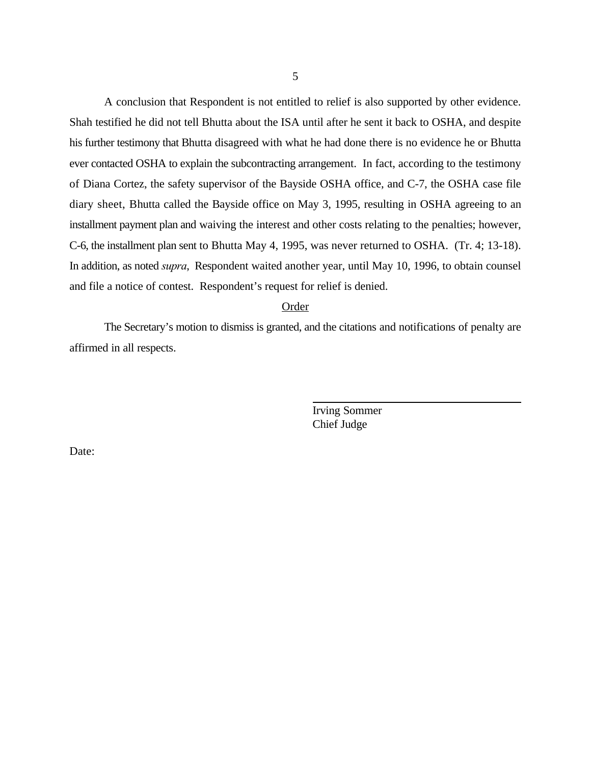A conclusion that Respondent is not entitled to relief is also supported by other evidence. Shah testified he did not tell Bhutta about the ISA until after he sent it back to OSHA, and despite his further testimony that Bhutta disagreed with what he had done there is no evidence he or Bhutta ever contacted OSHA to explain the subcontracting arrangement. In fact, according to the testimony of Diana Cortez, the safety supervisor of the Bayside OSHA office, and C-7, the OSHA case file diary sheet, Bhutta called the Bayside office on May 3, 1995, resulting in OSHA agreeing to an installment payment plan and waiving the interest and other costs relating to the penalties; however, C-6, the installment plan sent to Bhutta May 4, 1995, was never returned to OSHA. (Tr. 4; 13-18). In addition, as noted *supra*, Respondent waited another year, until May 10, 1996, to obtain counsel and file a notice of contest. Respondent's request for relief is denied.

## Order

The Secretary's motion to dismiss is granted, and the citations and notifications of penalty are affirmed in all respects.

Irving Sommer
Chief Judge

Date: